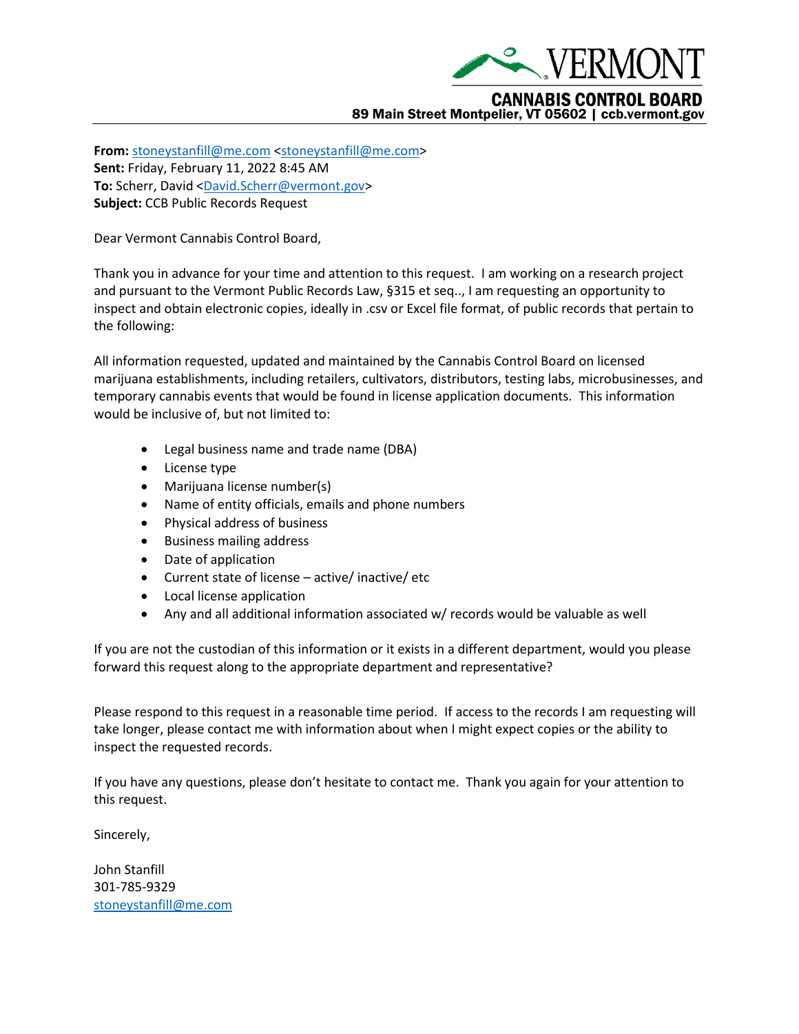VERMONT

CANNABIS CONTROL BOARD

89 Main Street Montpelier, VT 05602 | ccb.vermont.gov

**From:** stoneystanfill@me.com <stoneystanfill@me.com>
**Sent:** Friday, February 11, 2022 8:45 AM
**To:** Scherr, David <David.Scherr@vermont.gov>
**Subject:** CCB Public Records Request

Dear Vermont Cannabis Control Board,

Thank you in advance for your time and attention to this request. I am working on a research project and pursuant to the Vermont Public Records Law, §315 et seq.., I am requesting an opportunity to inspect and obtain electronic copies, ideally in .csv or Excel file format, of public records that pertain to the following:

All information requested, updated and maintained by the Cannabis Control Board on licensed marijuana establishments, including retailers, cultivators, distributors, testing labs, microbusinesses, and temporary cannabis events that would be found in license application documents. This information would be inclusive of, but not limited to:

- Legal business name and trade name (DBA)
- License type
- Marijuana license number(s)
- Name of entity officials, emails and phone numbers
- Physical address of business
- Business mailing address
- Date of application
- Current state of license – active/ inactive/ etc
- Local license application
- Any and all additional information associated w/ records would be valuable as well

If you are not the custodian of this information or it exists in a different department, would you please forward this request along to the appropriate department and representative?

Please respond to this request in a reasonable time period. If access to the records I am requesting will take longer, please contact me with information about when I might expect copies or the ability to inspect the requested records.

If you have any questions, please don't hesitate to contact me. Thank you again for your attention to this request.

Sincerely,

John Stanfill
301-785-9329
stoneystanfill@me.com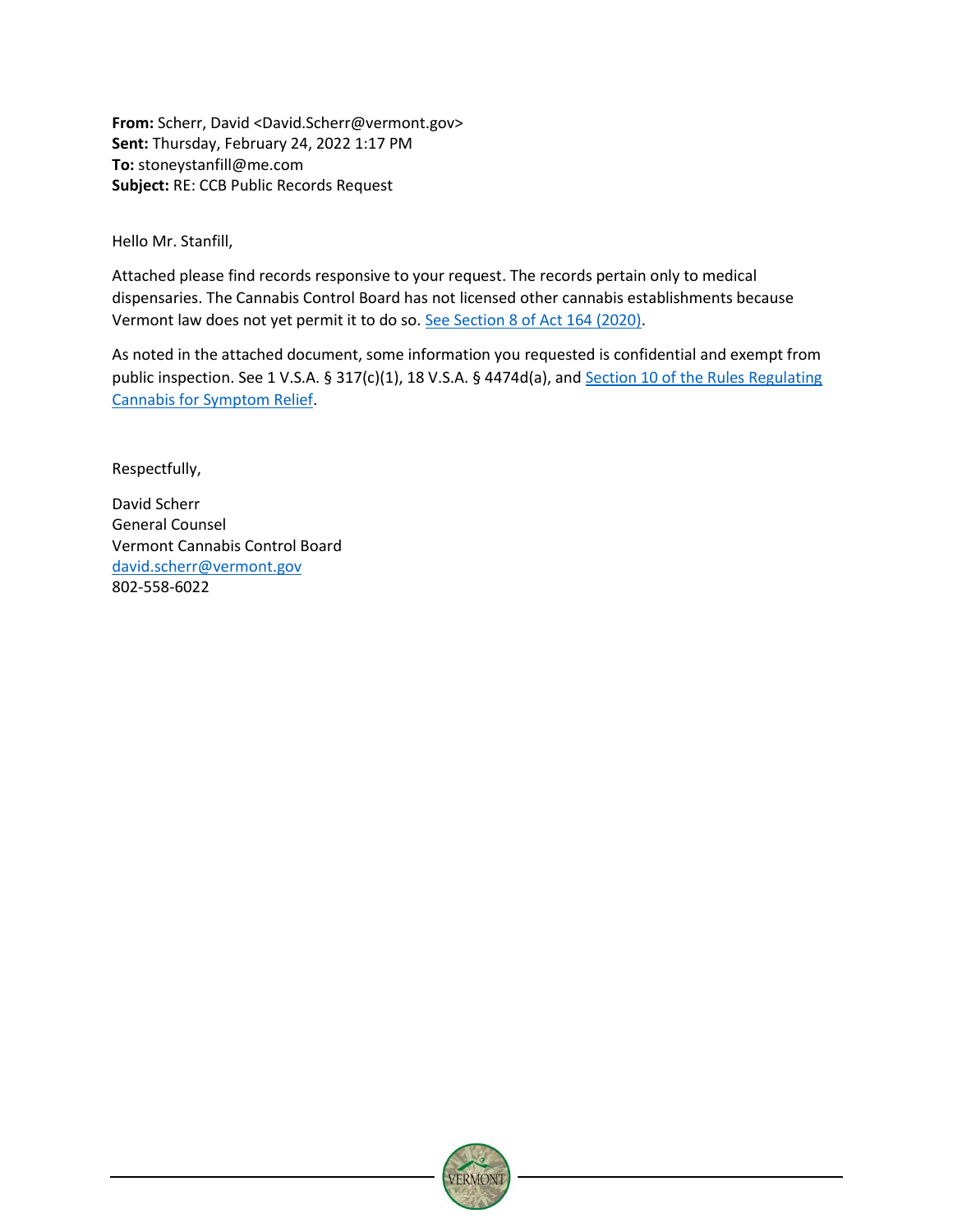**From:** Scherr, David <David.Scherr@vermont.gov>
**Sent:** Thursday, February 24, 2022 1:17 PM
**To:** stoneystanfill@me.com
**Subject:** RE: CCB Public Records Request

Hello Mr. Stanfill,

Attached please find records responsive to your request. The records pertain only to medical dispensaries. The Cannabis Control Board has not licensed other cannabis establishments because Vermont law does not yet permit it to do so. [See Section 8 of Act 164 (2020)].

As noted in the attached document, some information you requested is confidential and exempt from public inspection. See 1 V.S.A. § 317(c)(1), 18 V.S.A. § 4474d(a), and [Section 10 of the Rules Regulating Cannabis for Symptom Relief].

Respectfully,

David Scherr
General Counsel
Vermont Cannabis Control Board
david.scherr@vermont.gov
802-558-6022